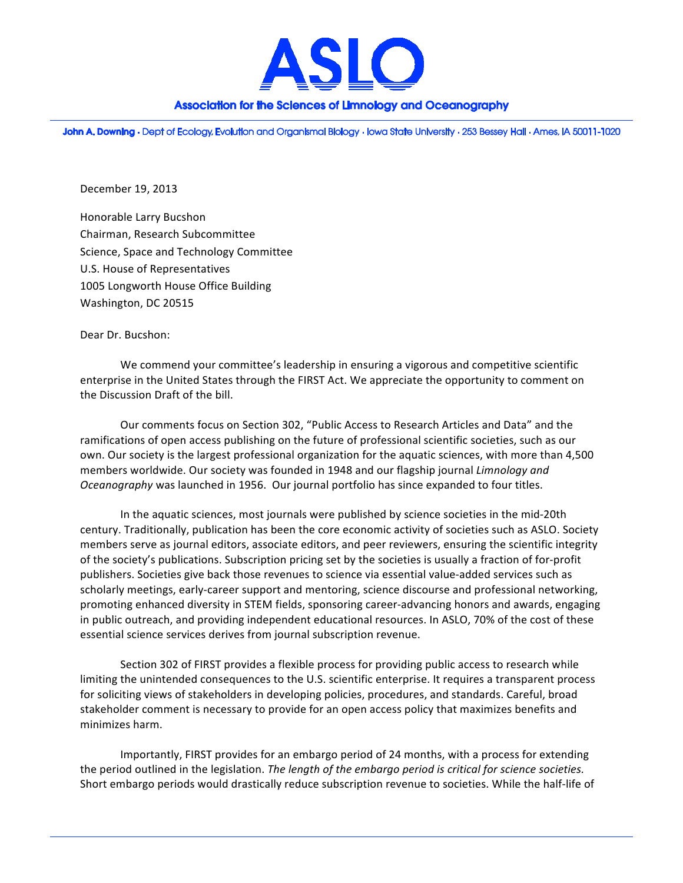# ASLO

**Association for the Sciences of Limnology and Oceanography**

**John A. Downing** · Dept of Ecology, Evolution and Organismal Biology · Iowa State University · 253 Bessey Hall · Ames, IA 50011-1020

December 19, 2013

Honorable Larry Bucshon
Chairman, Research Subcommittee
Science, Space and Technology Committee
U.S. House of Representatives
1005 Longworth House Office Building
Washington, DC 20515

Dear Dr. Bucshon:

We commend your committee's leadership in ensuring a vigorous and competitive scientific enterprise in the United States through the FIRST Act. We appreciate the opportunity to comment on the Discussion Draft of the bill.

Our comments focus on Section 302, "Public Access to Research Articles and Data" and the ramifications of open access publishing on the future of professional scientific societies, such as our own. Our society is the largest professional organization for the aquatic sciences, with more than 4,500 members worldwide. Our society was founded in 1948 and our flagship journal *Limnology and Oceanography* was launched in 1956. Our journal portfolio has since expanded to four titles.

In the aquatic sciences, most journals were published by science societies in the mid-20th century. Traditionally, publication has been the core economic activity of societies such as ASLO. Society members serve as journal editors, associate editors, and peer reviewers, ensuring the scientific integrity of the society's publications. Subscription pricing set by the societies is usually a fraction of for-profit publishers. Societies give back those revenues to science via essential value-added services such as scholarly meetings, early-career support and mentoring, science discourse and professional networking, promoting enhanced diversity in STEM fields, sponsoring career-advancing honors and awards, engaging in public outreach, and providing independent educational resources. In ASLO, 70% of the cost of these essential science services derives from journal subscription revenue.

Section 302 of FIRST provides a flexible process for providing public access to research while limiting the unintended consequences to the U.S. scientific enterprise. It requires a transparent process for soliciting views of stakeholders in developing policies, procedures, and standards. Careful, broad stakeholder comment is necessary to provide for an open access policy that maximizes benefits and minimizes harm.

Importantly, FIRST provides for an embargo period of 24 months, with a process for extending the period outlined in the legislation. *The length of the embargo period is critical for science societies.* Short embargo periods would drastically reduce subscription revenue to societies. While the half-life of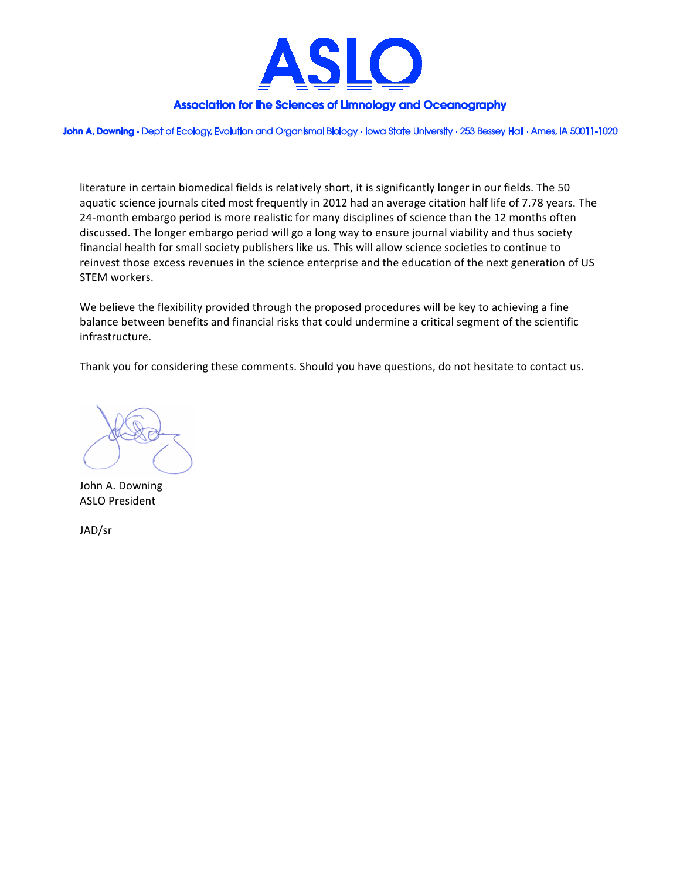# ASLO

**Association for the Sciences of Limnology and Oceanography**

**John A. Downing** · Dept of Ecology, Evolution and Organismal Biology · Iowa State University · 253 Bessey Hall · Ames, IA 50011-1020

literature in certain biomedical fields is relatively short, it is significantly longer in our fields. The 50 aquatic science journals cited most frequently in 2012 had an average citation half life of 7.78 years. The 24-month embargo period is more realistic for many disciplines of science than the 12 months often discussed. The longer embargo period will go a long way to ensure journal viability and thus society financial health for small society publishers like us. This will allow science societies to continue to reinvest those excess revenues in the science enterprise and the education of the next generation of US STEM workers.

We believe the flexibility provided through the proposed procedures will be key to achieving a fine balance between benefits and financial risks that could undermine a critical segment of the scientific infrastructure.

Thank you for considering these comments. Should you have questions, do not hesitate to contact us.

John A. Downing
ASLO President

JAD/sr